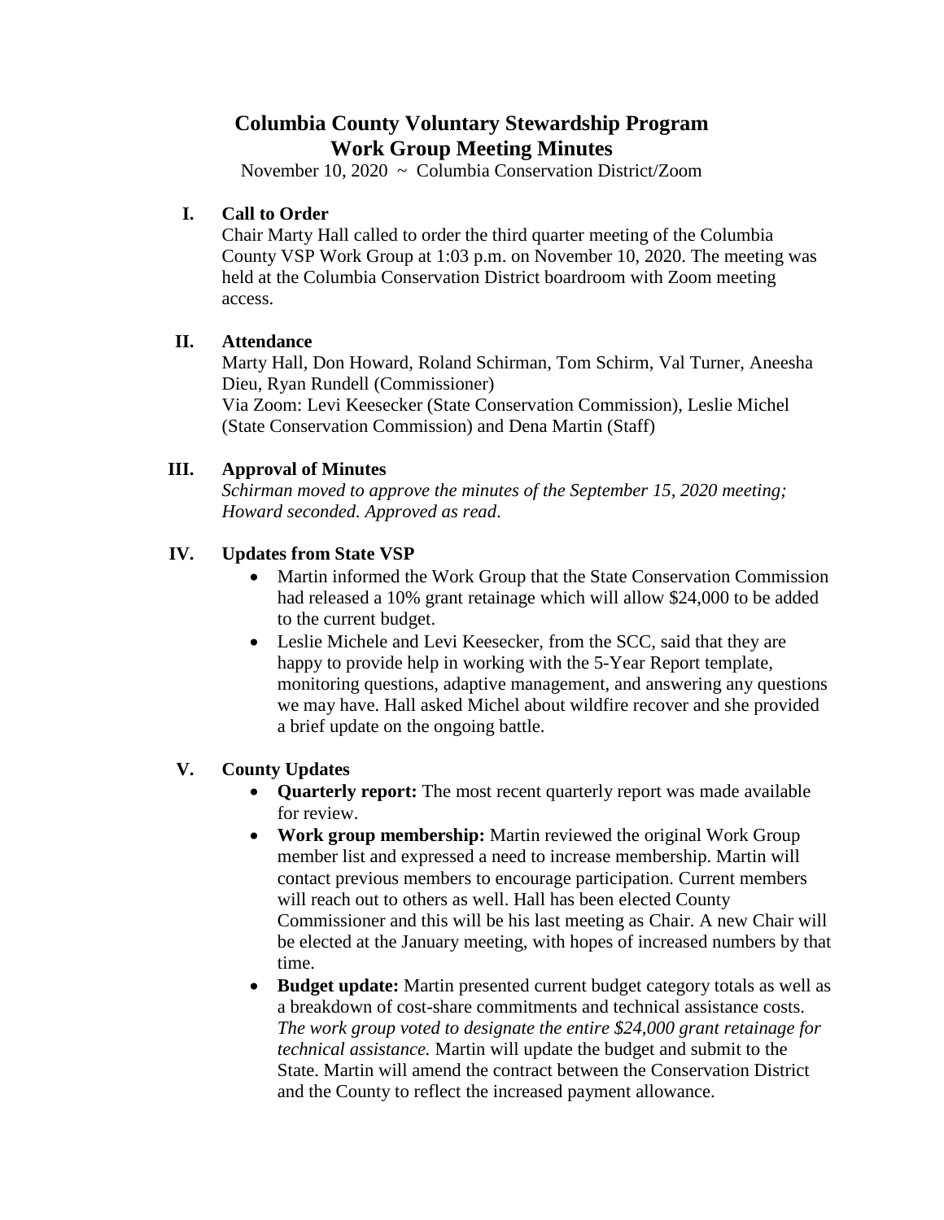# Columbia County Voluntary Stewardship Program
# Work Group Meeting Minutes

November 10, 2020 ~ Columbia Conservation District/Zoom

## I. Call to Order

Chair Marty Hall called to order the third quarter meeting of the Columbia County VSP Work Group at 1:03 p.m. on November 10, 2020. The meeting was held at the Columbia Conservation District boardroom with Zoom meeting access.

## II. Attendance

Marty Hall, Don Howard, Roland Schirman, Tom Schirm, Val Turner, Aneesha Dieu, Ryan Rundell (Commissioner)
Via Zoom: Levi Keesecker (State Conservation Commission), Leslie Michel (State Conservation Commission) and Dena Martin (Staff)

## III. Approval of Minutes

*Schirman moved to approve the minutes of the September 15, 2020 meeting; Howard seconded. Approved as read.*

## IV. Updates from State VSP

- Martin informed the Work Group that the State Conservation Commission had released a 10% grant retainage which will allow $24,000 to be added to the current budget.
- Leslie Michele and Levi Keesecker, from the SCC, said that they are happy to provide help in working with the 5-Year Report template, monitoring questions, adaptive management, and answering any questions we may have. Hall asked Michel about wildfire recover and she provided a brief update on the ongoing battle.

## V. County Updates

- **Quarterly report:** The most recent quarterly report was made available for review.
- **Work group membership:** Martin reviewed the original Work Group member list and expressed a need to increase membership. Martin will contact previous members to encourage participation. Current members will reach out to others as well. Hall has been elected County Commissioner and this will be his last meeting as Chair. A new Chair will be elected at the January meeting, with hopes of increased numbers by that time.
- **Budget update:** Martin presented current budget category totals as well as a breakdown of cost-share commitments and technical assistance costs. *The work group voted to designate the entire $24,000 grant retainage for technical assistance.* Martin will update the budget and submit to the State. Martin will amend the contract between the Conservation District and the County to reflect the increased payment allowance.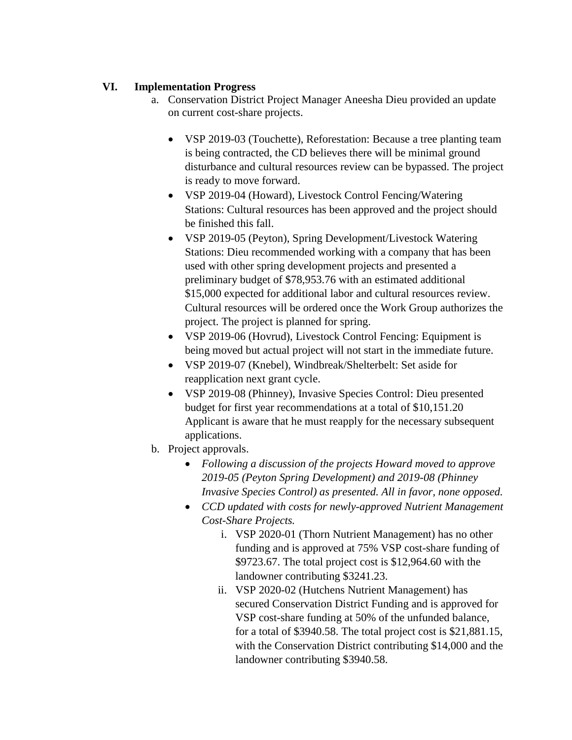## VI. Implementation Progress

a. Conservation District Project Manager Aneesha Dieu provided an update on current cost-share projects.

- VSP 2019-03 (Touchette), Reforestation: Because a tree planting team is being contracted, the CD believes there will be minimal ground disturbance and cultural resources review can be bypassed. The project is ready to move forward.
- VSP 2019-04 (Howard), Livestock Control Fencing/Watering Stations: Cultural resources has been approved and the project should be finished this fall.
- VSP 2019-05 (Peyton), Spring Development/Livestock Watering Stations: Dieu recommended working with a company that has been used with other spring development projects and presented a preliminary budget of $78,953.76 with an estimated additional $15,000 expected for additional labor and cultural resources review. Cultural resources will be ordered once the Work Group authorizes the project. The project is planned for spring.
- VSP 2019-06 (Hovrud), Livestock Control Fencing: Equipment is being moved but actual project will not start in the immediate future.
- VSP 2019-07 (Knebel), Windbreak/Shelterbelt: Set aside for reapplication next grant cycle.
- VSP 2019-08 (Phinney), Invasive Species Control: Dieu presented budget for first year recommendations at a total of $10,151.20 Applicant is aware that he must reapply for the necessary subsequent applications.

b. Project approvals.

- *Following a discussion of the projects Howard moved to approve 2019-05 (Peyton Spring Development) and 2019-08 (Phinney Invasive Species Control) as presented. All in favor, none opposed.*
- *CCD updated with costs for newly-approved Nutrient Management Cost-Share Projects.*
    i. VSP 2020-01 (Thorn Nutrient Management) has no other funding and is approved at 75% VSP cost-share funding of $9723.67. The total project cost is $12,964.60 with the landowner contributing $3241.23.
    ii. VSP 2020-02 (Hutchens Nutrient Management) has secured Conservation District Funding and is approved for VSP cost-share funding at 50% of the unfunded balance, for a total of $3940.58. The total project cost is $21,881.15, with the Conservation District contributing $14,000 and the landowner contributing $3940.58.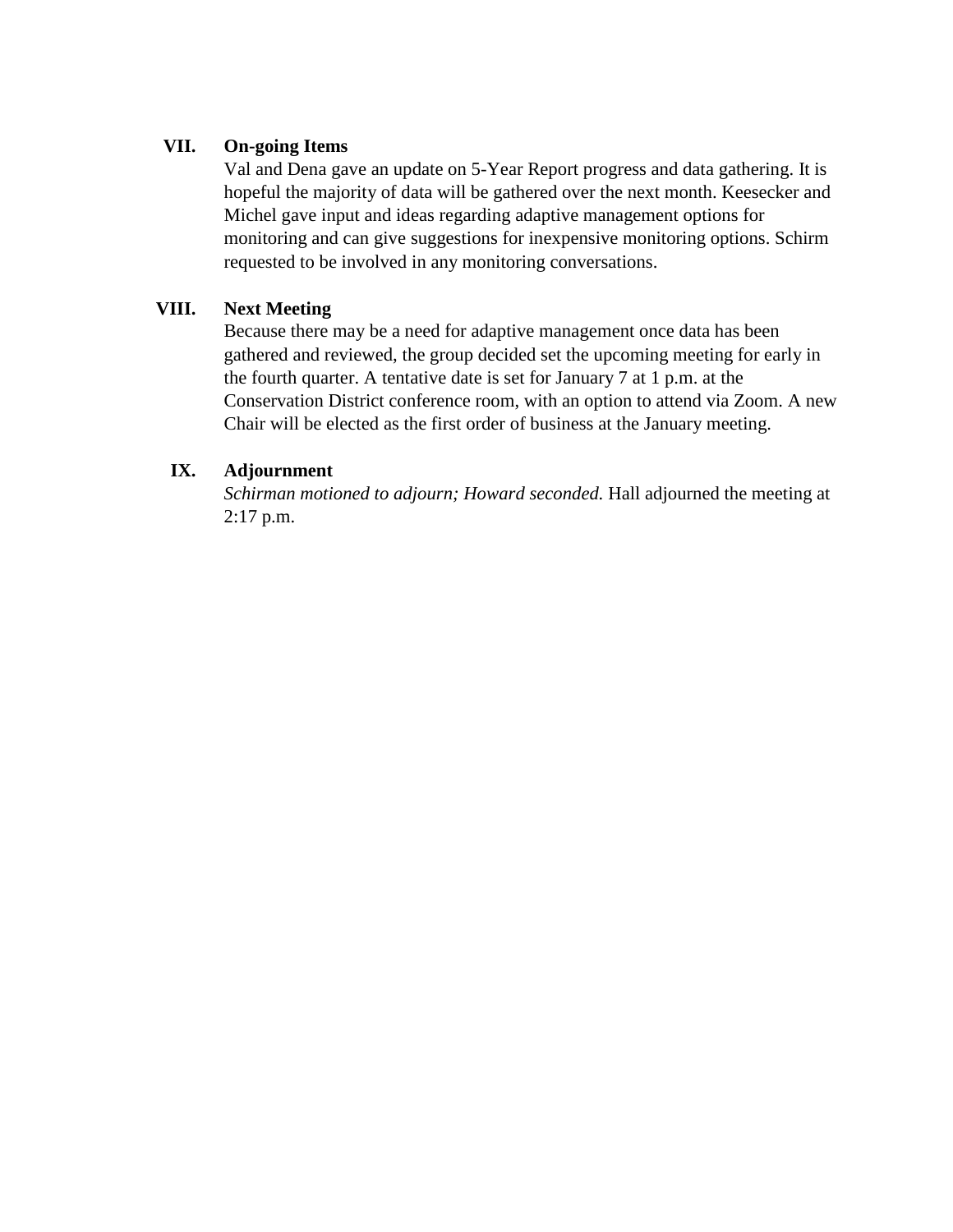## VII. On-going Items

Val and Dena gave an update on 5-Year Report progress and data gathering. It is hopeful the majority of data will be gathered over the next month. Keesecker and Michel gave input and ideas regarding adaptive management options for monitoring and can give suggestions for inexpensive monitoring options. Schirm requested to be involved in any monitoring conversations.

## VIII. Next Meeting

Because there may be a need for adaptive management once data has been gathered and reviewed, the group decided set the upcoming meeting for early in the fourth quarter. A tentative date is set for January 7 at 1 p.m. at the Conservation District conference room, with an option to attend via Zoom. A new Chair will be elected as the first order of business at the January meeting.

## IX. Adjournment

*Schirman motioned to adjourn; Howard seconded.* Hall adjourned the meeting at 2:17 p.m.